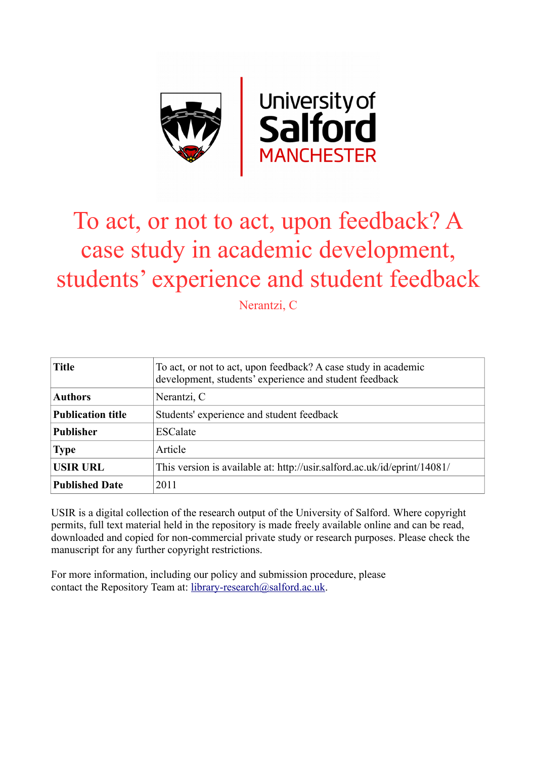# To act, or not to act, upon feedback? A case study in academic development, students' experience and student feedback

Nerantzi, C

| **Title** | To act, or not to act, upon feedback? A case study in academic development, students' experience and student feedback |
|---|---|
| **Authors** | Nerantzi, C |
| **Publication title** | Students' experience and student feedback |
| **Publisher** | ESCalate |
| **Type** | Article |
| **USIR URL** | This version is available at: http://usir.salford.ac.uk/id/eprint/14081/ |
| **Published Date** | 2011 |

USIR is a digital collection of the research output of the University of Salford. Where copyright permits, full text material held in the repository is made freely available online and can be read, downloaded and copied for non-commercial private study or research purposes. Please check the manuscript for any further copyright restrictions.

For more information, including our policy and submission procedure, please contact the Repository Team at: library-research@salford.ac.uk.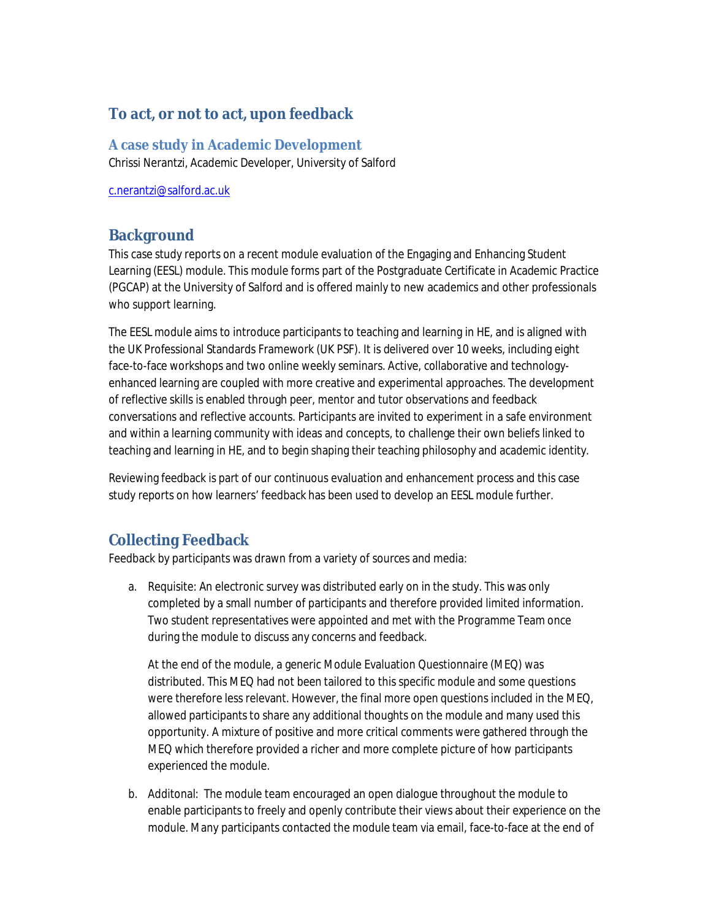# To act, or not to act, upon feedback

## A case study in Academic Development

Chrissi Nerantzi, Academic Developer, University of Salford

c.nerantzi@salford.ac.uk

## Background

This case study reports on a recent module evaluation of the Engaging and Enhancing Student Learning (EESL) module. This module forms part of the Postgraduate Certificate in Academic Practice (PGCAP) at the University of Salford and is offered mainly to new academics and other professionals who support learning.

The EESL module aims to introduce participants to teaching and learning in HE, and is aligned with the UK Professional Standards Framework (UK PSF). It is delivered over 10 weeks, including eight face-to-face workshops and two online weekly seminars. Active, collaborative and technology-enhanced learning are coupled with more creative and experimental approaches. The development of reflective skills is enabled through peer, mentor and tutor observations and feedback conversations and reflective accounts. Participants are invited to experiment in a safe environment and within a learning community with ideas and concepts, to challenge their own beliefs linked to teaching and learning in HE, and to begin shaping their teaching philosophy and academic identity.

Reviewing feedback is part of our continuous evaluation and enhancement process and this case study reports on how learners' feedback has been used to develop an EESL module further.

## Collecting Feedback

Feedback by participants was drawn from a variety of sources and media:

a. Requisite: An electronic survey was distributed early on in the study. This was only completed by a small number of participants and therefore provided limited information. Two student representatives were appointed and met with the Programme Team once during the module to discuss any concerns and feedback.

   At the end of the module, a generic Module Evaluation Questionnaire (MEQ) was distributed. This MEQ had not been tailored to this specific module and some questions were therefore less relevant. However, the final more open questions included in the MEQ, allowed participants to share any additional thoughts on the module and many used this opportunity. A mixture of positive and more critical comments were gathered through the MEQ which therefore provided a richer and more complete picture of how participants experienced the module.

b. Additonal: The module team encouraged an open dialogue throughout the module to enable participants to freely and openly contribute their views about their experience on the module. Many participants contacted the module team via email, face-to-face at the end of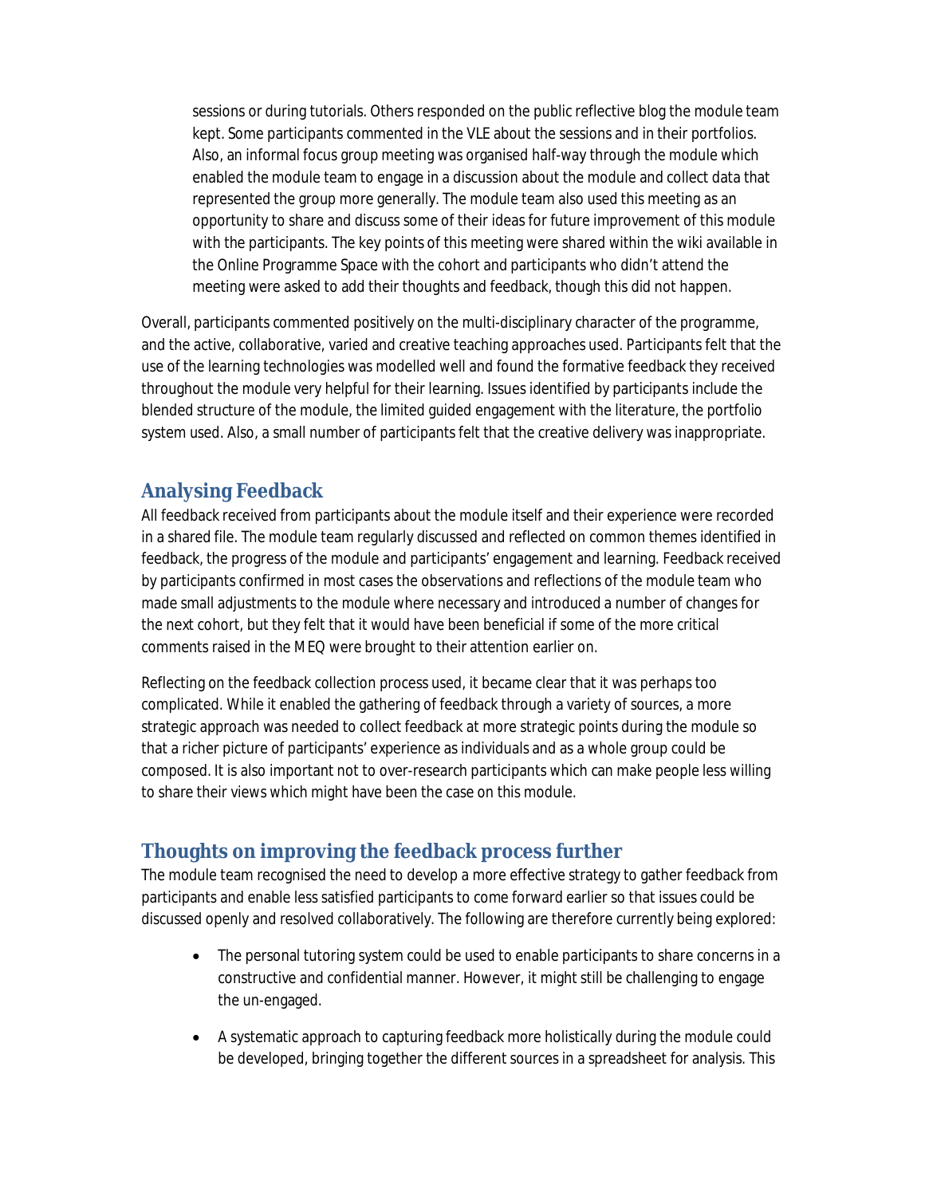sessions or during tutorials. Others responded on the public reflective blog the module team kept. Some participants commented in the VLE about the sessions and in their portfolios. Also, an informal focus group meeting was organised half-way through the module which enabled the module team to engage in a discussion about the module and collect data that represented the group more generally. The module team also used this meeting as an opportunity to share and discuss some of their ideas for future improvement of this module with the participants. The key points of this meeting were shared within the wiki available in the Online Programme Space with the cohort and participants who didn't attend the meeting were asked to add their thoughts and feedback, though this did not happen.

Overall, participants commented positively on the multi-disciplinary character of the programme, and the active, collaborative, varied and creative teaching approaches used. Participants felt that the use of the learning technologies was modelled well and found the formative feedback they received throughout the module very helpful for their learning. Issues identified by participants include the blended structure of the module, the limited guided engagement with the literature, the portfolio system used. Also, a small number of participants felt that the creative delivery was inappropriate.

## Analysing Feedback

All feedback received from participants about the module itself and their experience were recorded in a shared file. The module team regularly discussed and reflected on common themes identified in feedback, the progress of the module and participants' engagement and learning. Feedback received by participants confirmed in most cases the observations and reflections of the module team who made small adjustments to the module where necessary and introduced a number of changes for the next cohort, but they felt that it would have been beneficial if some of the more critical comments raised in the MEQ were brought to their attention earlier on.

Reflecting on the feedback collection process used, it became clear that it was perhaps too complicated. While it enabled the gathering of feedback through a variety of sources, a more strategic approach was needed to collect feedback at more strategic points during the module so that a richer picture of participants' experience as individuals and as a whole group could be composed. It is also important not to over-research participants which can make people less willing to share their views which might have been the case on this module.

## Thoughts on improving the feedback process further

The module team recognised the need to develop a more effective strategy to gather feedback from participants and enable less satisfied participants to come forward earlier so that issues could be discussed openly and resolved collaboratively. The following are therefore currently being explored:

- The personal tutoring system could be used to enable participants to share concerns in a constructive and confidential manner. However, it might still be challenging to engage the un-engaged.

- A systematic approach to capturing feedback more holistically during the module could be developed, bringing together the different sources in a spreadsheet for analysis. This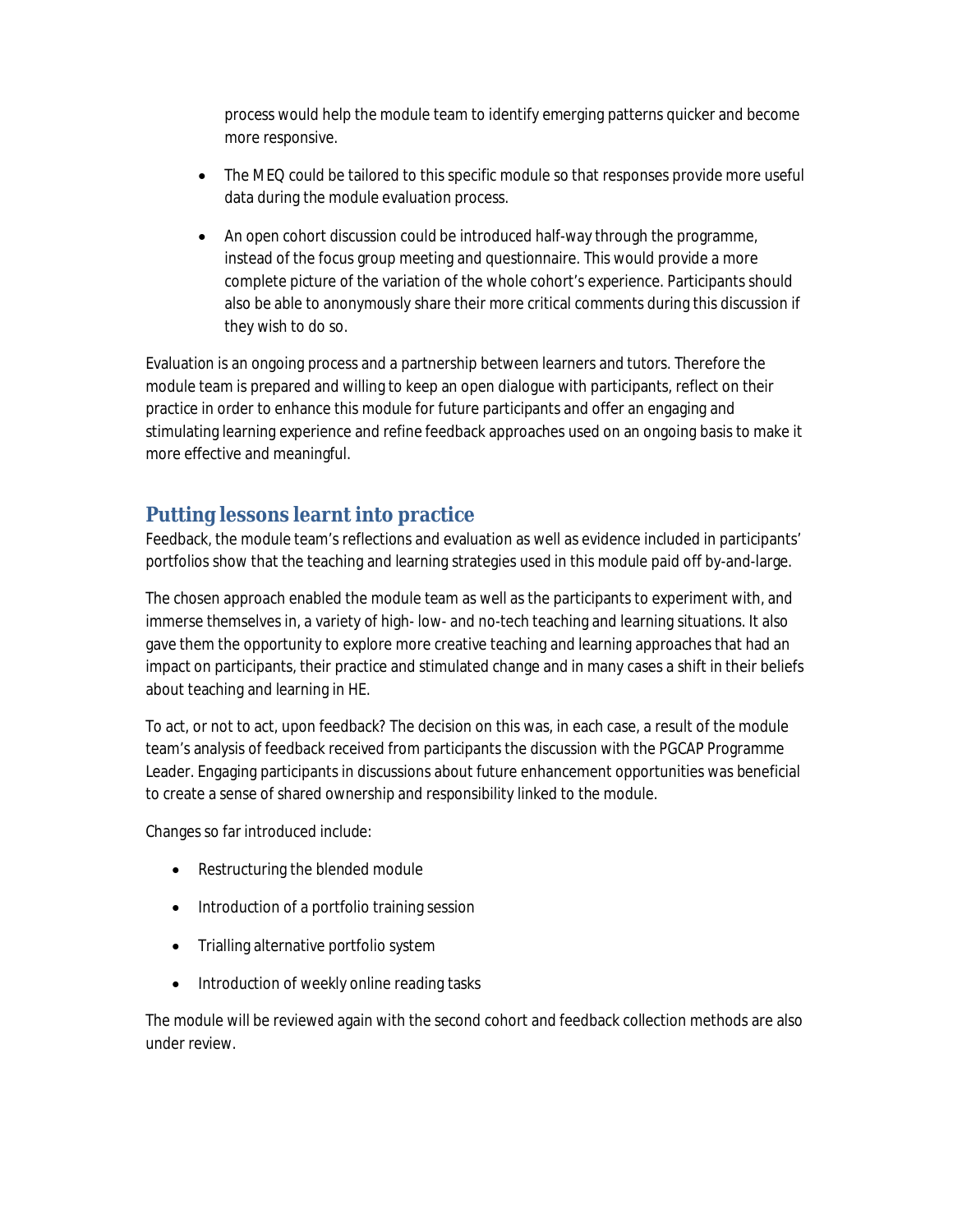process would help the module team to identify emerging patterns quicker and become more responsive.

- The MEQ could be tailored to this specific module so that responses provide more useful data during the module evaluation process.
- An open cohort discussion could be introduced half-way through the programme, instead of the focus group meeting and questionnaire. This would provide a more complete picture of the variation of the whole cohort's experience. Participants should also be able to anonymously share their more critical comments during this discussion if they wish to do so.

Evaluation is an ongoing process and a partnership between learners and tutors. Therefore the module team is prepared and willing to keep an open dialogue with participants, reflect on their practice in order to enhance this module for future participants and offer an engaging and stimulating learning experience and refine feedback approaches used on an ongoing basis to make it more effective and meaningful.

## Putting lessons learnt into practice

Feedback, the module team's reflections and evaluation as well as evidence included in participants' portfolios show that the teaching and learning strategies used in this module paid off by-and-large.

The chosen approach enabled the module team as well as the participants to experiment with, and immerse themselves in, a variety of high- low- and no-tech teaching and learning situations. It also gave them the opportunity to explore more creative teaching and learning approaches that had an impact on participants, their practice and stimulated change and in many cases a shift in their beliefs about teaching and learning in HE.

To act, or not to act, upon feedback? The decision on this was, in each case, a result of the module team's analysis of feedback received from participants the discussion with the PGCAP Programme Leader. Engaging participants in discussions about future enhancement opportunities was beneficial to create a sense of shared ownership and responsibility linked to the module.

Changes so far introduced include:

- Restructuring the blended module
- Introduction of a portfolio training session
- Trialling alternative portfolio system
- Introduction of weekly online reading tasks

The module will be reviewed again with the second cohort and feedback collection methods are also under review.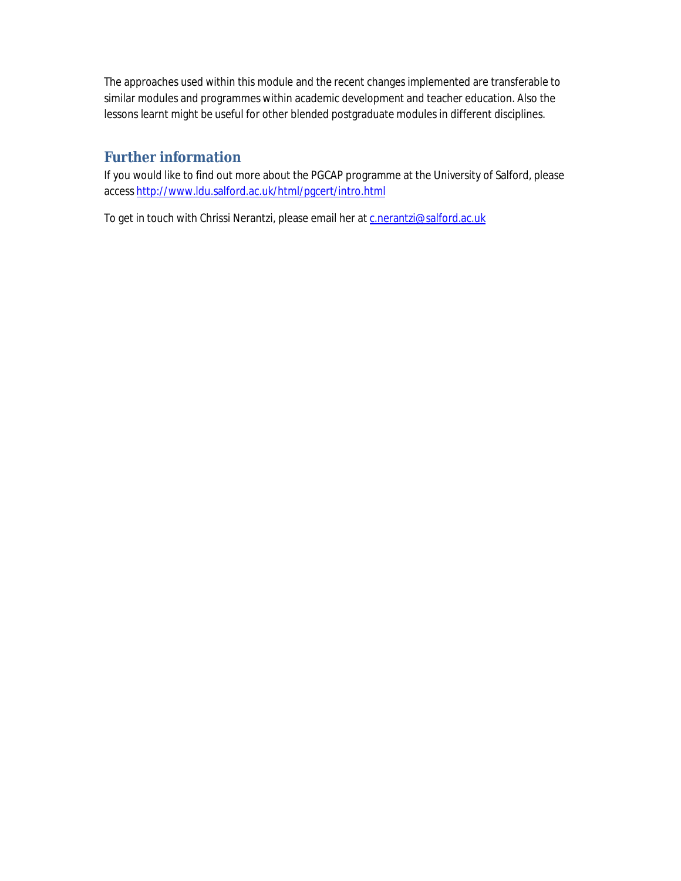The approaches used within this module and the recent changes implemented are transferable to similar modules and programmes within academic development and teacher education. Also the lessons learnt might be useful for other blended postgraduate modules in different disciplines.

## Further information

If you would like to find out more about the PGCAP programme at the University of Salford, please access http://www.ldu.salford.ac.uk/html/pgcert/intro.html

To get in touch with Chrissi Nerantzi, please email her at c.nerantzi@salford.ac.uk